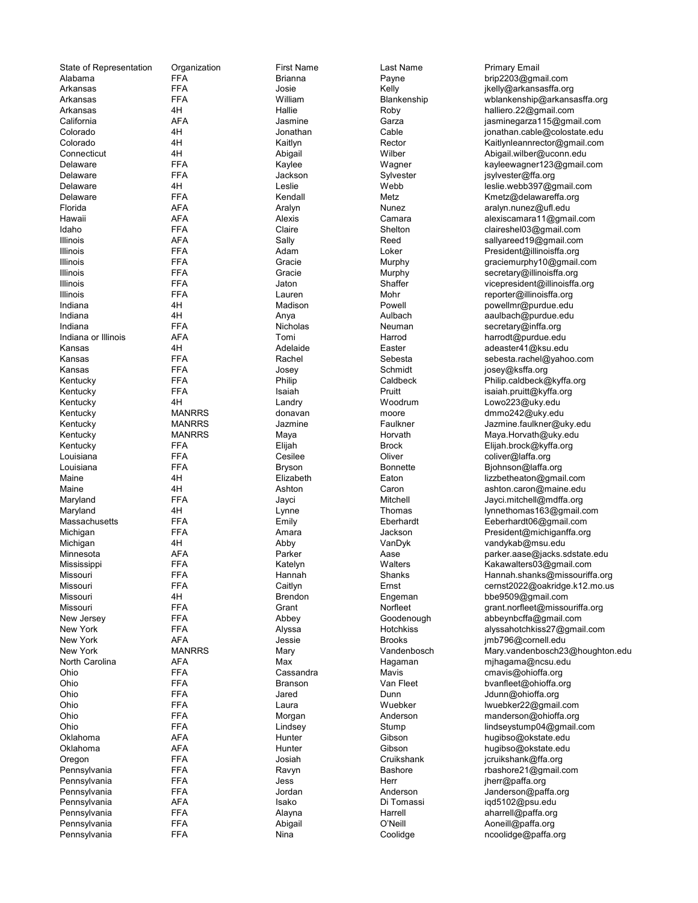| State of Representation | Organization | First Name | Last Name | Primary Email |
|---|---|---|---|---|
| Alabama | FFA | Brianna | Payne | brip2203@gmail.com |
| Arkansas | FFA | Josie | Kelly | jkelly@arkansasffa.org |
| Arkansas | FFA | William | Blankenship | wblankenship@arkansasffa.org |
| Arkansas | 4H | Hallie | Roby | halliero.22@gmail.com |
| California | AFA | Jasmine | Garza | jasminegarza115@gmail.com |
| Colorado | 4H | Jonathan | Cable | jonathan.cable@colostate.edu |
| Colorado | 4H | Kaitlyn | Rector | Kaitlynleannrector@gmail.com |
| Connecticut | 4H | Abigail | Wilber | Abigail.wilber@uconn.edu |
| Delaware | FFA | Kaylee | Wagner | kayleewagner123@gmail.com |
| Delaware | FFA | Jackson | Sylvester | jsylvester@ffa.org |
| Delaware | 4H | Leslie | Webb | leslie.webb397@gmail.com |
| Delaware | FFA | Kendall | Metz | Kmetz@delawareffa.org |
| Florida | AFA | Aralyn | Nunez | aralyn.nunez@ufl.edu |
| Hawaii | AFA | Alexis | Camara | alexiscamara11@gmail.com |
| Idaho | FFA | Claire | Shelton | claireshel03@gmail.com |
| Illinois | AFA | Sally | Reed | sallyareed19@gmail.com |
| Illinois | FFA | Adam | Loker | President@illinoisffa.org |
| Illinois | FFA | Gracie | Murphy | graciemurphy10@gmail.com |
| Illinois | FFA | Gracie | Murphy | secretary@illinoisffa.org |
| Illinois | FFA | Jaton | Shaffer | vicepresident@illinoisffa.org |
| Illinois | FFA | Lauren | Mohr | reporter@illinoisffa.org |
| Indiana | 4H | Madison | Powell | powellmr@purdue.edu |
| Indiana | 4H | Anya | Aulbach | aaulbach@purdue.edu |
| Indiana | FFA | Nicholas | Neuman | secretary@inffa.org |
| Indiana or Illinois | AFA | Tomi | Harrod | harrodt@purdue.edu |
| Kansas | 4H | Adelaide | Easter | adeaster41@ksu.edu |
| Kansas | FFA | Rachel | Sebesta | sebesta.rachel@yahoo.com |
| Kansas | FFA | Josey | Schmidt | josey@ksffa.org |
| Kentucky | FFA | Philip | Caldbeck | Philip.caldbeck@kyffa.org |
| Kentucky | FFA | Isaiah | Pruitt | isaiah.pruitt@kyffa.org |
| Kentucky | 4H | Landry | Woodrum | Lowo223@uky.edu |
| Kentucky | MANRRS | donavan | moore | dmmo242@uky.edu |
| Kentucky | MANRRS | Jazmine | Faulkner | Jazmine.faulkner@uky.edu |
| Kentucky | MANRRS | Maya | Horvath | Maya.Horvath@uky.edu |
| Kentucky | FFA | Elijah | Brock | Elijah.brock@kyffa.org |
| Louisiana | FFA | Cesilee | Oliver | coliver@laffa.org |
| Louisiana | FFA | Bryson | Bonnette | Bjohnson@laffa.org |
| Maine | 4H | Elizabeth | Eaton | lizzbetheaton@gmail.com |
| Maine | 4H | Ashton | Caron | ashton.caron@maine.edu |
| Maryland | FFA | Jayci | Mitchell | Jayci.mitchell@mdffa.org |
| Maryland | 4H | Lynne | Thomas | lynnethomas163@gmail.com |
| Massachusetts | FFA | Emily | Eberhardt | Eeberhardt06@gmail.com |
| Michigan | FFA | Amara | Jackson | President@michiganffa.org |
| Michigan | 4H | Abby | VanDyk | vandykab@msu.edu |
| Minnesota | AFA | Parker | Aase | parker.aase@jacks.sdstate.edu |
| Mississippi | FFA | Katelyn | Walters | Kakawalters03@gmail.com |
| Missouri | FFA | Hannah | Shanks | Hannah.shanks@missouriffa.org |
| Missouri | FFA | Caitlyn | Ernst | cernst2022@oakridge.k12.mo.us |
| Missouri | 4H | Brendon | Engeman | bbe9509@gmail.com |
| Missouri | FFA | Grant | Norfleet | grant.norfleet@missouriffa.org |
| New Jersey | FFA | Abbey | Goodenough | abbeynbcffa@gmail.com |
| New York | FFA | Alyssa | Hotchkiss | alyssahotchkiss27@gmail.com |
| New York | AFA | Jessie | Brooks | jmb796@cornell.edu |
| New York | MANRRS | Mary | Vandenbosch | Mary.vandenbosch23@houghton.edu |
| North Carolina | AFA | Max | Hagaman | mjhagama@ncsu.edu |
| Ohio | FFA | Cassandra | Mavis | cmavis@ohioffa.org |
| Ohio | FFA | Branson | Van Fleet | bvanfleet@ohioffa.org |
| Ohio | FFA | Jared | Dunn | Jdunn@ohioffa.org |
| Ohio | FFA | Laura | Wuebker | lwuebker22@gmail.com |
| Ohio | FFA | Morgan | Anderson | manderson@ohioffa.org |
| Ohio | FFA | Lindsey | Stump | lindseystump04@gmail.com |
| Oklahoma | AFA | Hunter | Gibson | hugibso@okstate.edu |
| Oklahoma | AFA | Hunter | Gibson | hugibso@okstate.edu |
| Oregon | FFA | Josiah | Cruikshank | jcruikshank@ffa.org |
| Pennsylvania | FFA | Ravyn | Bashore | rbashore21@gmail.com |
| Pennsylvania | FFA | Jess | Herr | jherr@paffa.org |
| Pennsylvania | FFA | Jordan | Anderson | Janderson@paffa.org |
| Pennsylvania | AFA | Isako | Di Tomassi | iqd5102@psu.edu |
| Pennsylvania | FFA | Alayna | Harrell | aharrell@paffa.org |
| Pennsylvania | FFA | Abigail | O'Neill | Aoneill@paffa.org |
| Pennsylvania | FFA | Nina | Coolidge | ncoolidge@paffa.org |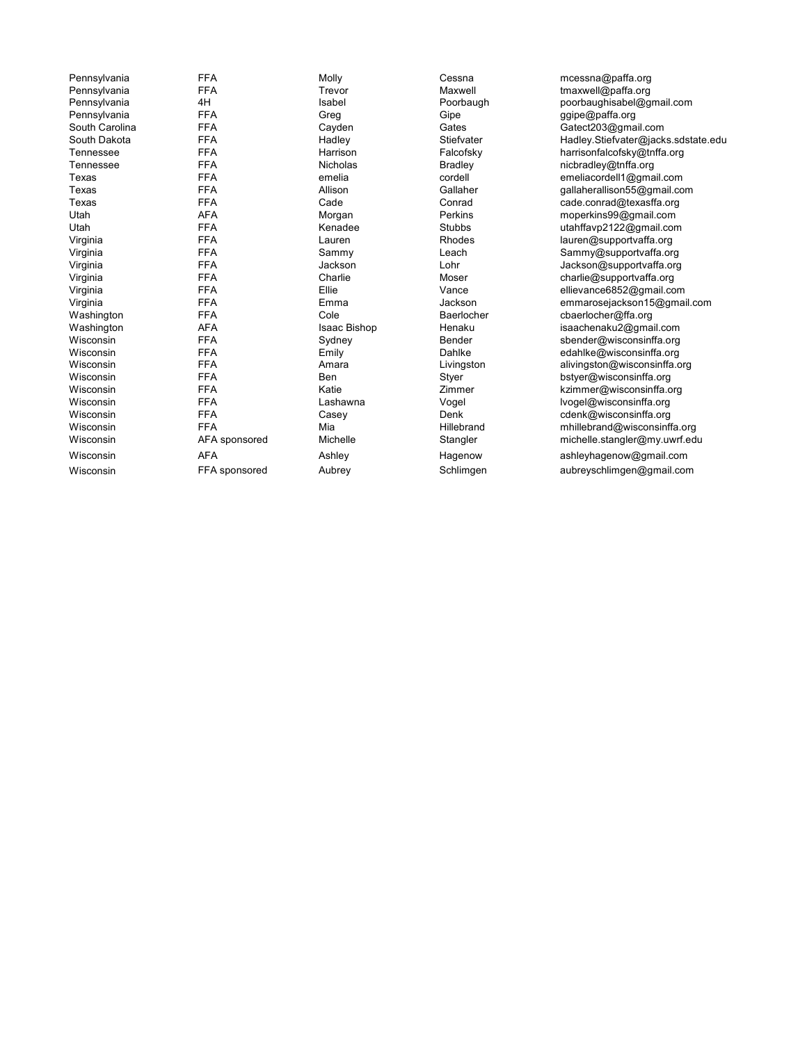| | | | | |
|---|---|---|---|---|
| Pennsylvania | FFA | Molly | Cessna | mcessna@paffa.org |
| Pennsylvania | FFA | Trevor | Maxwell | tmaxwell@paffa.org |
| Pennsylvania | 4H | Isabel | Poorbaugh | poorbaughisabel@gmail.com |
| Pennsylvania | FFA | Greg | Gipe | ggipe@paffa.org |
| South Carolina | FFA | Cayden | Gates | Gatect203@gmail.com |
| South Dakota | FFA | Hadley | Stiefvater | Hadley.Stiefvater@jacks.sdstate.edu |
| Tennessee | FFA | Harrison | Falcofsky | harrisonfalcofsky@tnffa.org |
| Tennessee | FFA | Nicholas | Bradley | nicbradley@tnffa.org |
| Texas | FFA | emelia | cordell | emeliacordell1@gmail.com |
| Texas | FFA | Allison | Gallaher | gallaherallison55@gmail.com |
| Texas | FFA | Cade | Conrad | cade.conrad@texasffa.org |
| Utah | AFA | Morgan | Perkins | moperkins99@gmail.com |
| Utah | FFA | Kenadee | Stubbs | utahffavp2122@gmail.com |
| Virginia | FFA | Lauren | Rhodes | lauren@supportvaffa.org |
| Virginia | FFA | Sammy | Leach | Sammy@supportvaffa.org |
| Virginia | FFA | Jackson | Lohr | Jackson@supportvaffa.org |
| Virginia | FFA | Charlie | Moser | charlie@supportvaffa.org |
| Virginia | FFA | Ellie | Vance | ellievance6852@gmail.com |
| Virginia | FFA | Emma | Jackson | emmarosejackson15@gmail.com |
| Washington | FFA | Cole | Baerlocher | cbaerlocher@ffa.org |
| Washington | AFA | Isaac Bishop | Henaku | isaachenaku2@gmail.com |
| Wisconsin | FFA | Sydney | Bender | sbender@wisconsinffa.org |
| Wisconsin | FFA | Emily | Dahlke | edahlke@wisconsinffa.org |
| Wisconsin | FFA | Amara | Livingston | alivingston@wisconsinffa.org |
| Wisconsin | FFA | Ben | Styer | bstyer@wisconsinffa.org |
| Wisconsin | FFA | Katie | Zimmer | kzimmer@wisconsinffa.org |
| Wisconsin | FFA | Lashawna | Vogel | lvogel@wisconsinffa.org |
| Wisconsin | FFA | Casey | Denk | cdenk@wisconsinffa.org |
| Wisconsin | FFA | Mia | Hillebrand | mhillebrand@wisconsinffa.org |
| Wisconsin | AFA sponsored | Michelle | Stangler | michelle.stangler@my.uwrf.edu |
| Wisconsin | AFA | Ashley | Hagenow | ashleyhagenow@gmail.com |
| Wisconsin | FFA sponsored | Aubrey | Schlimgen | aubreyschlimgen@gmail.com |